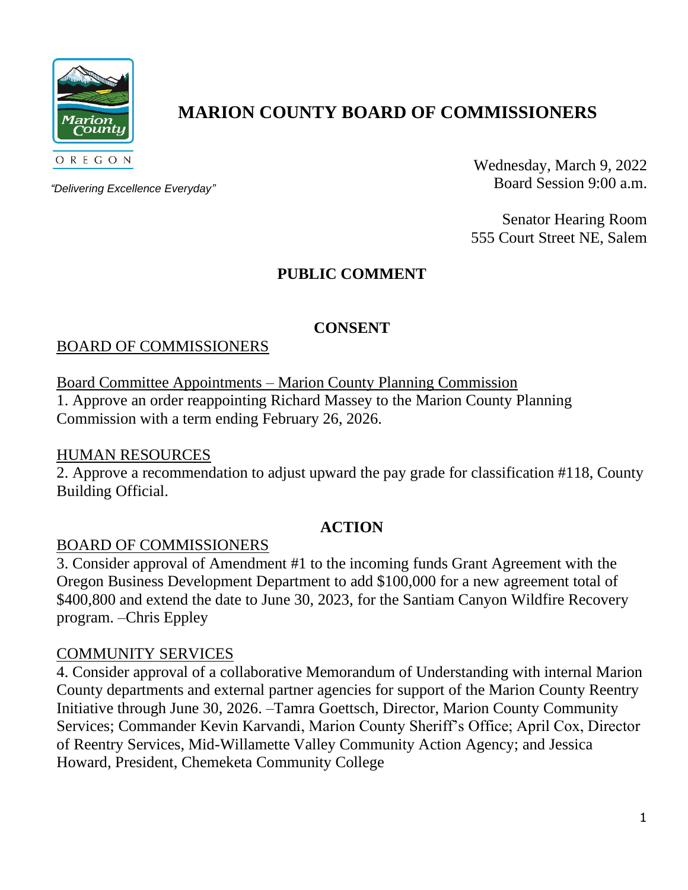# MARION COUNTY BOARD OF COMMISSIONERS

Marion County
OREGON

*"Delivering Excellence Everyday"*

Wednesday, March 9, 2022
Board Session 9:00 a.m.

Senator Hearing Room
555 Court Street NE, Salem

## PUBLIC COMMENT

## CONSENT

BOARD OF COMMISSIONERS

Board Committee Appointments – Marion County Planning Commission

1. Approve an order reappointing Richard Massey to the Marion County Planning Commission with a term ending February 26, 2026.

HUMAN RESOURCES

2. Approve a recommendation to adjust upward the pay grade for classification #118, County Building Official.

## ACTION

BOARD OF COMMISSIONERS

3. Consider approval of Amendment #1 to the incoming funds Grant Agreement with the Oregon Business Development Department to add $100,000 for a new agreement total of $400,800 and extend the date to June 30, 2023, for the Santiam Canyon Wildfire Recovery program. –Chris Eppley

COMMUNITY SERVICES

4. Consider approval of a collaborative Memorandum of Understanding with internal Marion County departments and external partner agencies for support of the Marion County Reentry Initiative through June 30, 2026. –Tamra Goettsch, Director, Marion County Community Services; Commander Kevin Karvandi, Marion County Sheriff's Office; April Cox, Director of Reentry Services, Mid-Willamette Valley Community Action Agency; and Jessica Howard, President, Chemeketa Community College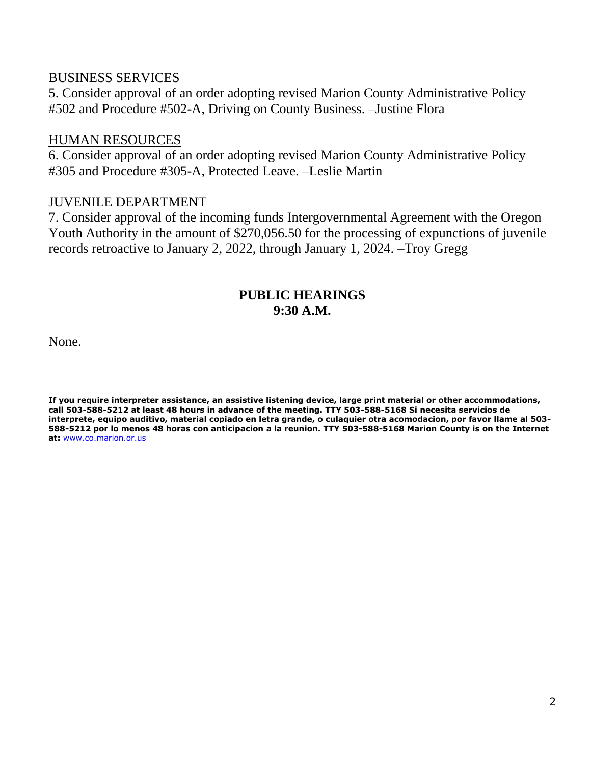BUSINESS SERVICES

5. Consider approval of an order adopting revised Marion County Administrative Policy #502 and Procedure #502-A, Driving on County Business. –Justine Flora

HUMAN RESOURCES

6. Consider approval of an order adopting revised Marion County Administrative Policy #305 and Procedure #305-A, Protected Leave. –Leslie Martin

JUVENILE DEPARTMENT

7. Consider approval of the incoming funds Intergovernmental Agreement with the Oregon Youth Authority in the amount of $270,056.50 for the processing of expunctions of juvenile records retroactive to January 2, 2022, through January 1, 2024. –Troy Gregg

## PUBLIC HEARINGS
## 9:30 A.M.

None.

**If you require interpreter assistance, an assistive listening device, large print material or other accommodations, call 503-588-5212 at least 48 hours in advance of the meeting. TTY 503-588-5168 Si necesita servicios de interprete, equipo auditivo, material copiado en letra grande, o culaquier otra acomodacion, por favor llame al 503-588-5212 por lo menos 48 horas con anticipacion a la reunion. TTY 503-588-5168 Marion County is on the Internet at:** www.co.marion.or.us